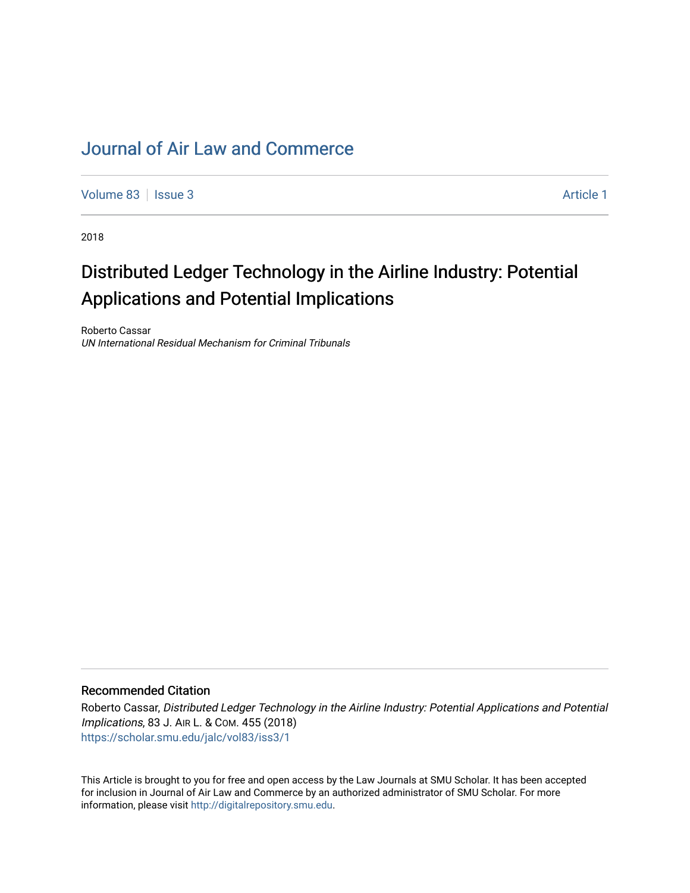# Journal of Air Law and Commerce

Volume 83 | Issue 3 Article 1

2018

## Distributed Ledger Technology in the Airline Industry: Potential Applications and Potential Implications

Roberto Cassar
*UN International Residual Mechanism for Criminal Tribunals*

### Recommended Citation

Roberto Cassar, *Distributed Ledger Technology in the Airline Industry: Potential Applications and Potential Implications*, 83 J. AIR L. & COM. 455 (2018)
https://scholar.smu.edu/jalc/vol83/iss3/1

This Article is brought to you for free and open access by the Law Journals at SMU Scholar. It has been accepted for inclusion in Journal of Air Law and Commerce by an authorized administrator of SMU Scholar. For more information, please visit http://digitalrepository.smu.edu.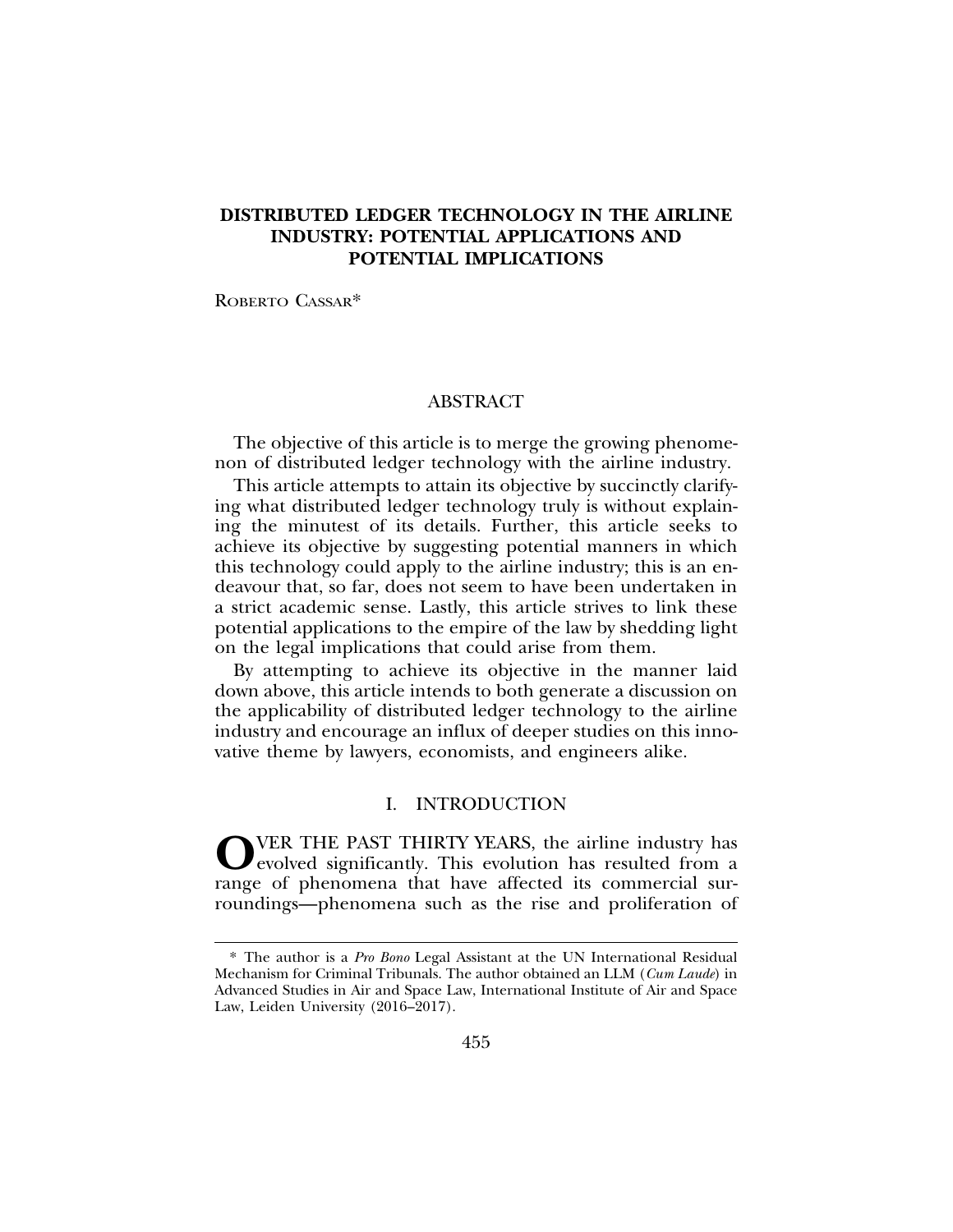# DISTRIBUTED LEDGER TECHNOLOGY IN THE AIRLINE INDUSTRY: POTENTIAL APPLICATIONS AND POTENTIAL IMPLICATIONS

ROBERTO CASSAR*

## ABSTRACT

The objective of this article is to merge the growing phenomenon of distributed ledger technology with the airline industry.

This article attempts to attain its objective by succinctly clarifying what distributed ledger technology truly is without explaining the minutest of its details. Further, this article seeks to achieve its objective by suggesting potential manners in which this technology could apply to the airline industry; this is an endeavour that, so far, does not seem to have been undertaken in a strict academic sense. Lastly, this article strives to link these potential applications to the empire of the law by shedding light on the legal implications that could arise from them.

By attempting to achieve its objective in the manner laid down above, this article intends to both generate a discussion on the applicability of distributed ledger technology to the airline industry and encourage an influx of deeper studies on this innovative theme by lawyers, economists, and engineers alike.

## I. INTRODUCTION

OVER THE PAST THIRTY YEARS, the airline industry has evolved significantly. This evolution has resulted from a range of phenomena that have affected its commercial surroundings—phenomena such as the rise and proliferation of

---

\* The author is a *Pro Bono* Legal Assistant at the UN International Residual Mechanism for Criminal Tribunals. The author obtained an LLM (*Cum Laude*) in Advanced Studies in Air and Space Law, International Institute of Air and Space Law, Leiden University (2016–2017).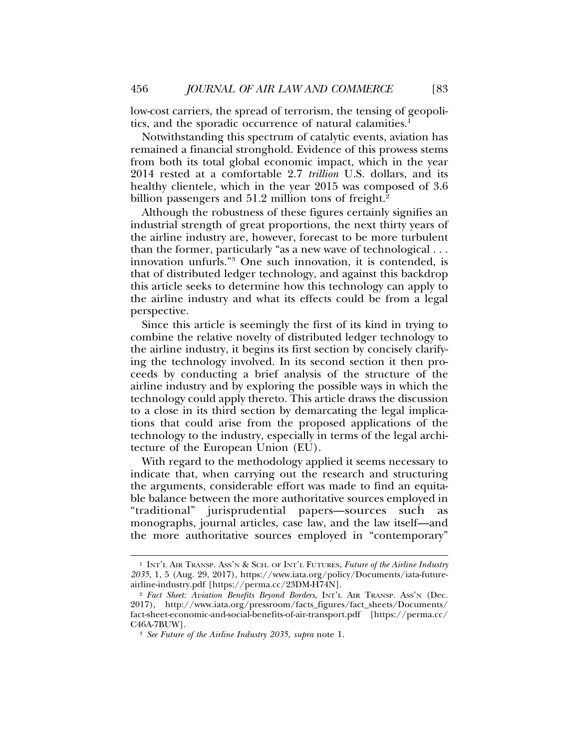low-cost carriers, the spread of terrorism, the tensing of geopolitics, and the sporadic occurrence of natural calamities.[1]

Notwithstanding this spectrum of catalytic events, aviation has remained a financial stronghold. Evidence of this prowess stems from both its total global economic impact, which in the year 2014 rested at a comfortable 2.7 *trillion* U.S. dollars, and its healthy clientele, which in the year 2015 was composed of 3.6 billion passengers and 51.2 million tons of freight.[2]

Although the robustness of these figures certainly signifies an industrial strength of great proportions, the next thirty years of the airline industry are, however, forecast to be more turbulent than the former, particularly "as a new wave of technological . . . innovation unfurls."[3] One such innovation, it is contended, is that of distributed ledger technology, and against this backdrop this article seeks to determine how this technology can apply to the airline industry and what its effects could be from a legal perspective.

Since this article is seemingly the first of its kind in trying to combine the relative novelty of distributed ledger technology to the airline industry, it begins its first section by concisely clarifying the technology involved. In its second section it then proceeds by conducting a brief analysis of the structure of the airline industry and by exploring the possible ways in which the technology could apply thereto. This article draws the discussion to a close in its third section by demarcating the legal implications that could arise from the proposed applications of the technology to the industry, especially in terms of the legal architecture of the European Union (EU).

With regard to the methodology applied it seems necessary to indicate that, when carrying out the research and structuring the arguments, considerable effort was made to find an equitable balance between the more authoritative sources employed in "traditional" jurisprudential papers—sources such as monographs, journal articles, case law, and the law itself—and the more authoritative sources employed in "contemporary"

---

[1] INT'L AIR TRANSP. ASS'N & SCH. OF INT'L FUTURES, *Future of the Airline Industry 2035*, 1, 5 (Aug. 29, 2017), https://www.iata.org/policy/Documents/iata-future-airline-industry.pdf [https://perma.cc/23DM-H74N].

[2] *Fact Sheet: Aviation Benefits Beyond Borders*, INT'L AIR TRANSP. ASS'N (Dec. 2017), http://www.iata.org/pressroom/facts_figures/fact_sheets/Documents/fact-sheet-economic-and-social-benefits-of-air-transport.pdf [https://perma.cc/C46A-7BUW].

[3] *See Future of the Airline Industry 2035*, *supra* note 1.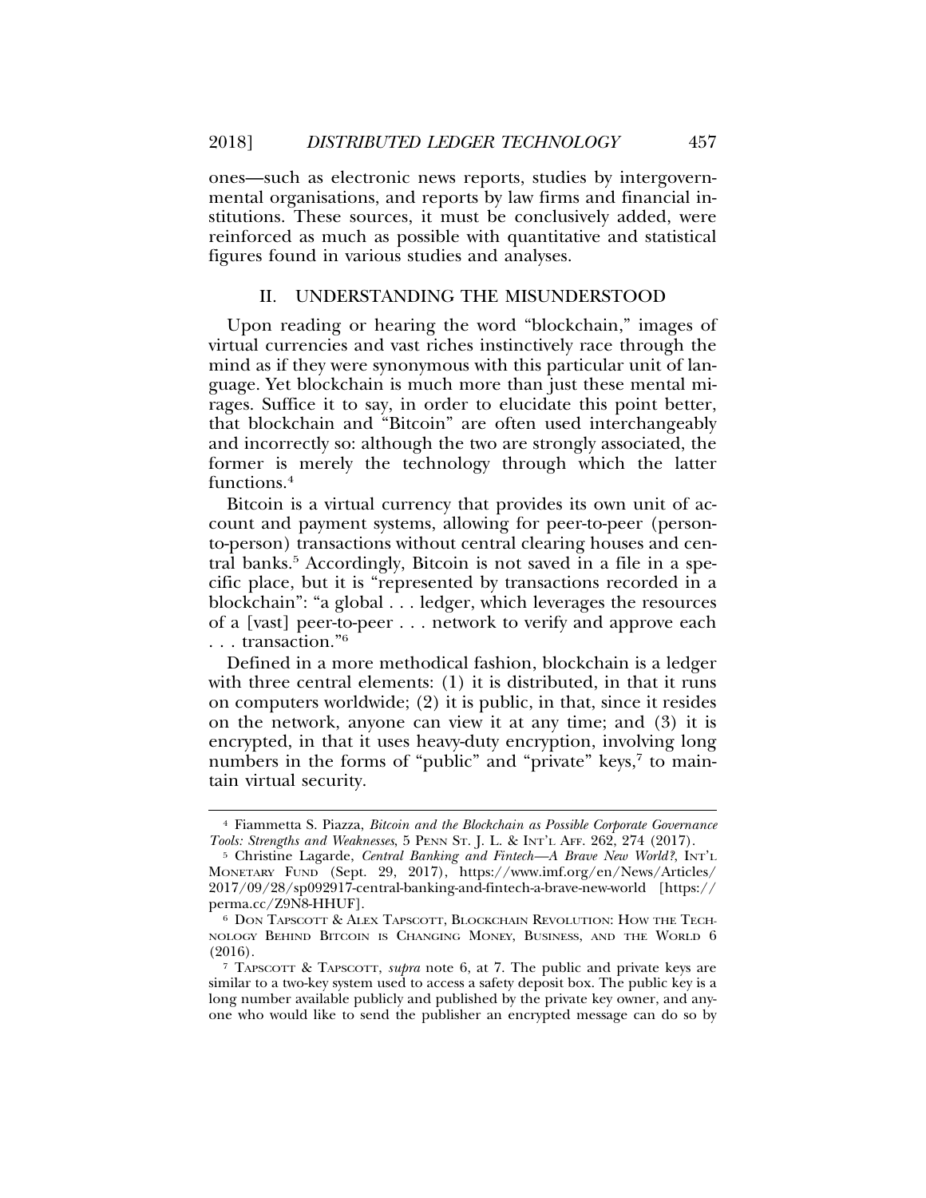ones—such as electronic news reports, studies by intergovernmental organisations, and reports by law firms and financial institutions. These sources, it must be conclusively added, were reinforced as much as possible with quantitative and statistical figures found in various studies and analyses.

## II. UNDERSTANDING THE MISUNDERSTOOD

Upon reading or hearing the word "blockchain," images of virtual currencies and vast riches instinctively race through the mind as if they were synonymous with this particular unit of language. Yet blockchain is much more than just these mental mirages. Suffice it to say, in order to elucidate this point better, that blockchain and "Bitcoin" are often used interchangeably and incorrectly so: although the two are strongly associated, the former is merely the technology through which the latter functions.[4]

Bitcoin is a virtual currency that provides its own unit of account and payment systems, allowing for peer-to-peer (person-to-person) transactions without central clearing houses and central banks.[5] Accordingly, Bitcoin is not saved in a file in a specific place, but it is "represented by transactions recorded in a blockchain": "a global . . . ledger, which leverages the resources of a [vast] peer-to-peer . . . network to verify and approve each . . . transaction."[6]

Defined in a more methodical fashion, blockchain is a ledger with three central elements: (1) it is distributed, in that it runs on computers worldwide; (2) it is public, in that, since it resides on the network, anyone can view it at any time; and (3) it is encrypted, in that it uses heavy-duty encryption, involving long numbers in the forms of "public" and "private" keys,[7] to maintain virtual security.

---

[4] Fiammetta S. Piazza, *Bitcoin and the Blockchain as Possible Corporate Governance Tools: Strengths and Weaknesses*, 5 PENN ST. J. L. & INT'L AFF. 262, 274 (2017).

[5] Christine Lagarde, *Central Banking and Fintech—A Brave New World?*, INT'L MONETARY FUND (Sept. 29, 2017), https://www.imf.org/en/News/Articles/2017/09/28/sp092917-central-banking-and-fintech-a-brave-new-world [https://perma.cc/Z9N8-HHUF].

[6] DON TAPSCOTT & ALEX TAPSCOTT, BLOCKCHAIN REVOLUTION: HOW THE TECHNOLOGY BEHIND BITCOIN IS CHANGING MONEY, BUSINESS, AND THE WORLD 6 (2016).

[7] TAPSCOTT & TAPSCOTT, *supra* note 6, at 7. The public and private keys are similar to a two-key system used to access a safety deposit box. The public key is a long number available publicly and published by the private key owner, and anyone who would like to send the publisher an encrypted message can do so by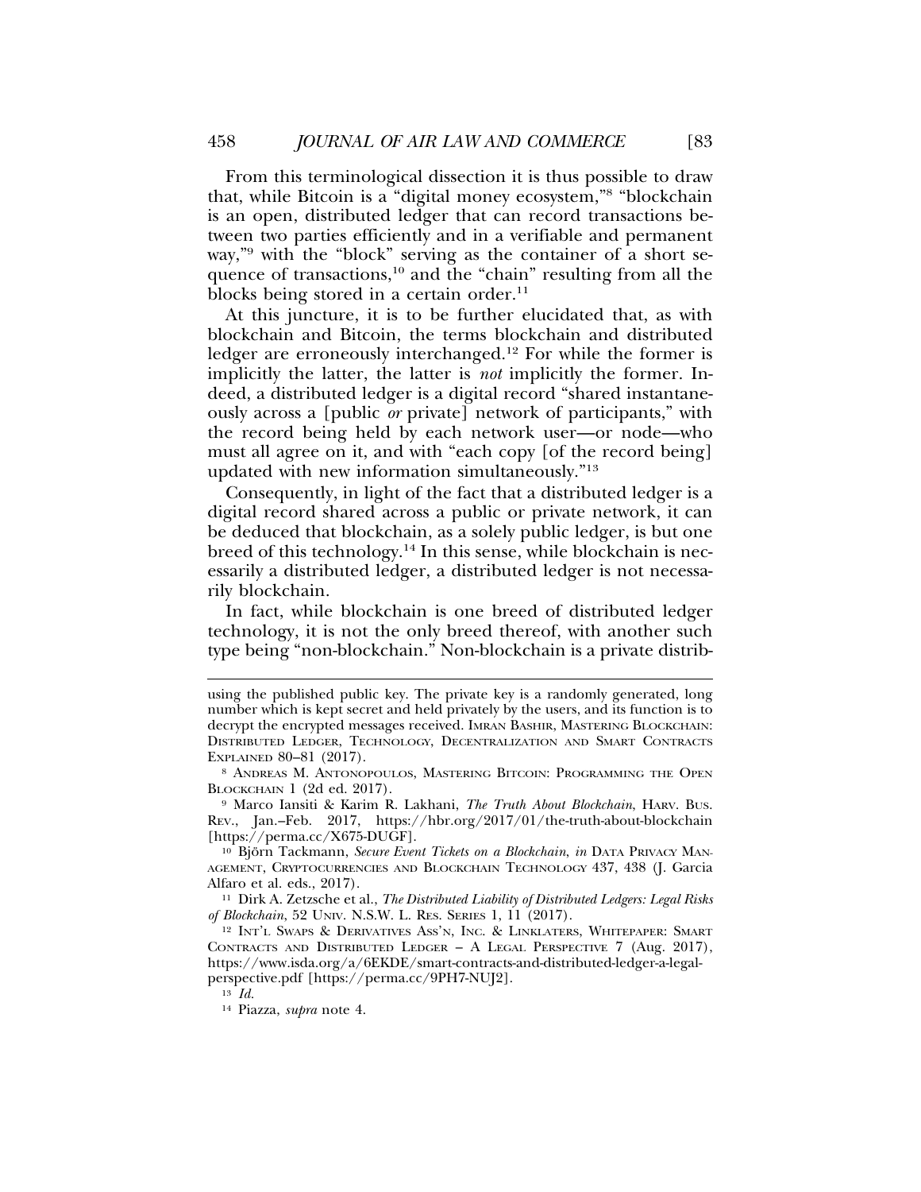From this terminological dissection it is thus possible to draw that, while Bitcoin is a "digital money ecosystem,"[8] "blockchain is an open, distributed ledger that can record transactions between two parties efficiently and in a verifiable and permanent way,"[9] with the "block" serving as the container of a short sequence of transactions,[10] and the "chain" resulting from all the blocks being stored in a certain order.[11]

At this juncture, it is to be further elucidated that, as with blockchain and Bitcoin, the terms blockchain and distributed ledger are erroneously interchanged.[12] For while the former is implicitly the latter, the latter is *not* implicitly the former. Indeed, a distributed ledger is a digital record "shared instantaneously across a [public *or* private] network of participants," with the record being held by each network user—or node—who must all agree on it, and with "each copy [of the record being] updated with new information simultaneously."[13]

Consequently, in light of the fact that a distributed ledger is a digital record shared across a public or private network, it can be deduced that blockchain, as a solely public ledger, is but one breed of this technology.[14] In this sense, while blockchain is necessarily a distributed ledger, a distributed ledger is not necessarily blockchain.

In fact, while blockchain is one breed of distributed ledger technology, it is not the only breed thereof, with another such type being "non-blockchain." Non-blockchain is a private distrib-

---

using the published public key. The private key is a randomly generated, long number which is kept secret and held privately by the users, and its function is to decrypt the encrypted messages received. IMRAN BASHIR, MASTERING BLOCKCHAIN: DISTRIBUTED LEDGER, TECHNOLOGY, DECENTRALIZATION AND SMART CONTRACTS EXPLAINED 80–81 (2017).

[8] ANDREAS M. ANTONOPOULOS, MASTERING BITCOIN: PROGRAMMING THE OPEN BLOCKCHAIN 1 (2d ed. 2017).

[9] Marco Iansiti & Karim R. Lakhani, *The Truth About Blockchain*, HARV. BUS. REV., Jan.–Feb. 2017, https://hbr.org/2017/01/the-truth-about-blockchain [https://perma.cc/X675-DUGF].

[10] Björn Tackmann, *Secure Event Tickets on a Blockchain*, *in* DATA PRIVACY MANAGEMENT, CRYPTOCURRENCIES AND BLOCKCHAIN TECHNOLOGY 437, 438 (J. Garcia Alfaro et al. eds., 2017).

[11] Dirk A. Zetzsche et al., *The Distributed Liability of Distributed Ledgers: Legal Risks of Blockchain*, 52 UNIV. N.S.W. L. RES. SERIES 1, 11 (2017).

[12] INT'L SWAPS & DERIVATIVES ASS'N, INC. & LINKLATERS, WHITEPAPER: SMART CONTRACTS AND DISTRIBUTED LEDGER – A LEGAL PERSPECTIVE 7 (Aug. 2017), https://www.isda.org/a/6EKDE/smart-contracts-and-distributed-ledger-a-legal-perspective.pdf [https://perma.cc/9PH7-NUJ2].

[13] *Id.*

[14] Piazza, *supra* note 4.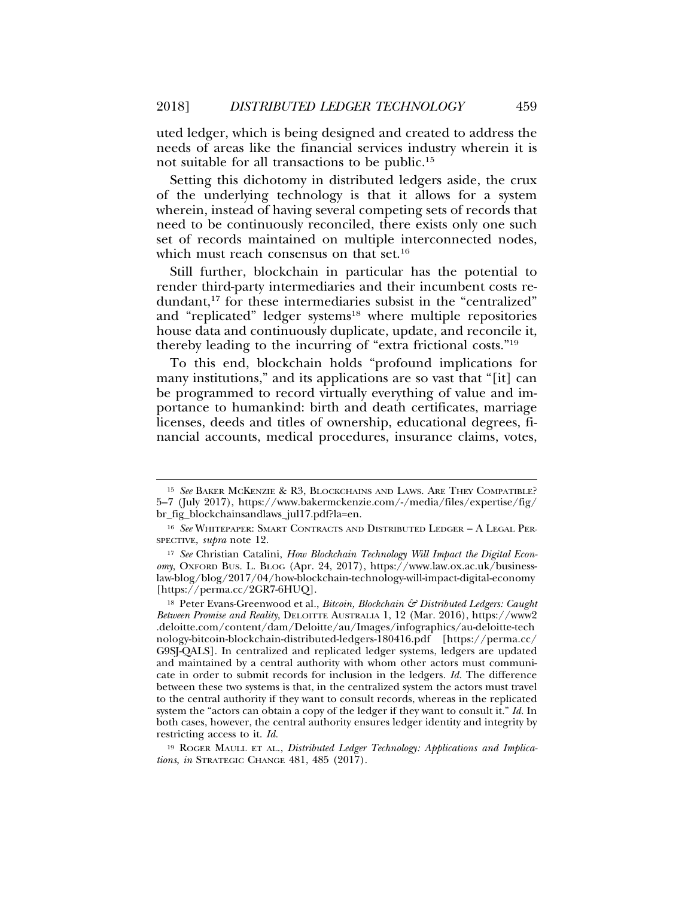uted ledger, which is being designed and created to address the needs of areas like the financial services industry wherein it is not suitable for all transactions to be public.[15]

Setting this dichotomy in distributed ledgers aside, the crux of the underlying technology is that it allows for a system wherein, instead of having several competing sets of records that need to be continuously reconciled, there exists only one such set of records maintained on multiple interconnected nodes, which must reach consensus on that set.[16]

Still further, blockchain in particular has the potential to render third-party intermediaries and their incumbent costs redundant,[17] for these intermediaries subsist in the "centralized" and "replicated" ledger systems[18] where multiple repositories house data and continuously duplicate, update, and reconcile it, thereby leading to the incurring of "extra frictional costs."[19]

To this end, blockchain holds "profound implications for many institutions," and its applications are so vast that "[it] can be programmed to record virtually everything of value and importance to humankind: birth and death certificates, marriage licenses, deeds and titles of ownership, educational degrees, financial accounts, medical procedures, insurance claims, votes,

---

[15] *See* BAKER MCKENZIE & R3, BLOCKCHAINS AND LAWS. ARE THEY COMPATIBLE? 5–7 (July 2017), https://www.bakermckenzie.com/-/media/files/expertise/fig/br_fig_blockchainsandlaws_jul17.pdf?la=en.

[16] *See* WHITEPAPER: SMART CONTRACTS AND DISTRIBUTED LEDGER – A LEGAL PERSPECTIVE, *supra* note 12.

[17] *See* Christian Catalini, *How Blockchain Technology Will Impact the Digital Economy*, OXFORD BUS. L. BLOG (Apr. 24, 2017), https://www.law.ox.ac.uk/business-law-blog/blog/2017/04/how-blockchain-technology-will-impact-digital-economy [https://perma.cc/2GR7-6HUQ].

[18] Peter Evans-Greenwood et al., *Bitcoin, Blockchain & Distributed Ledgers: Caught Between Promise and Reality*, DELOITTE AUSTRALIA 1, 12 (Mar. 2016), https://www2.deloitte.com/content/dam/Deloitte/au/Images/infographics/au-deloitte-technology-bitcoin-blockchain-distributed-ledgers-180416.pdf [https://perma.cc/G9SJ-QALS]. In centralized and replicated ledger systems, ledgers are updated and maintained by a central authority with whom other actors must communicate in order to submit records for inclusion in the ledgers. *Id.* The difference between these two systems is that, in the centralized system the actors must travel to the central authority if they want to consult records, whereas in the replicated system the "actors can obtain a copy of the ledger if they want to consult it." *Id.* In both cases, however, the central authority ensures ledger identity and integrity by restricting access to it. *Id.*

[19] ROGER MAULL ET AL., *Distributed Ledger Technology: Applications and Implications*, *in* STRATEGIC CHANGE 481, 485 (2017).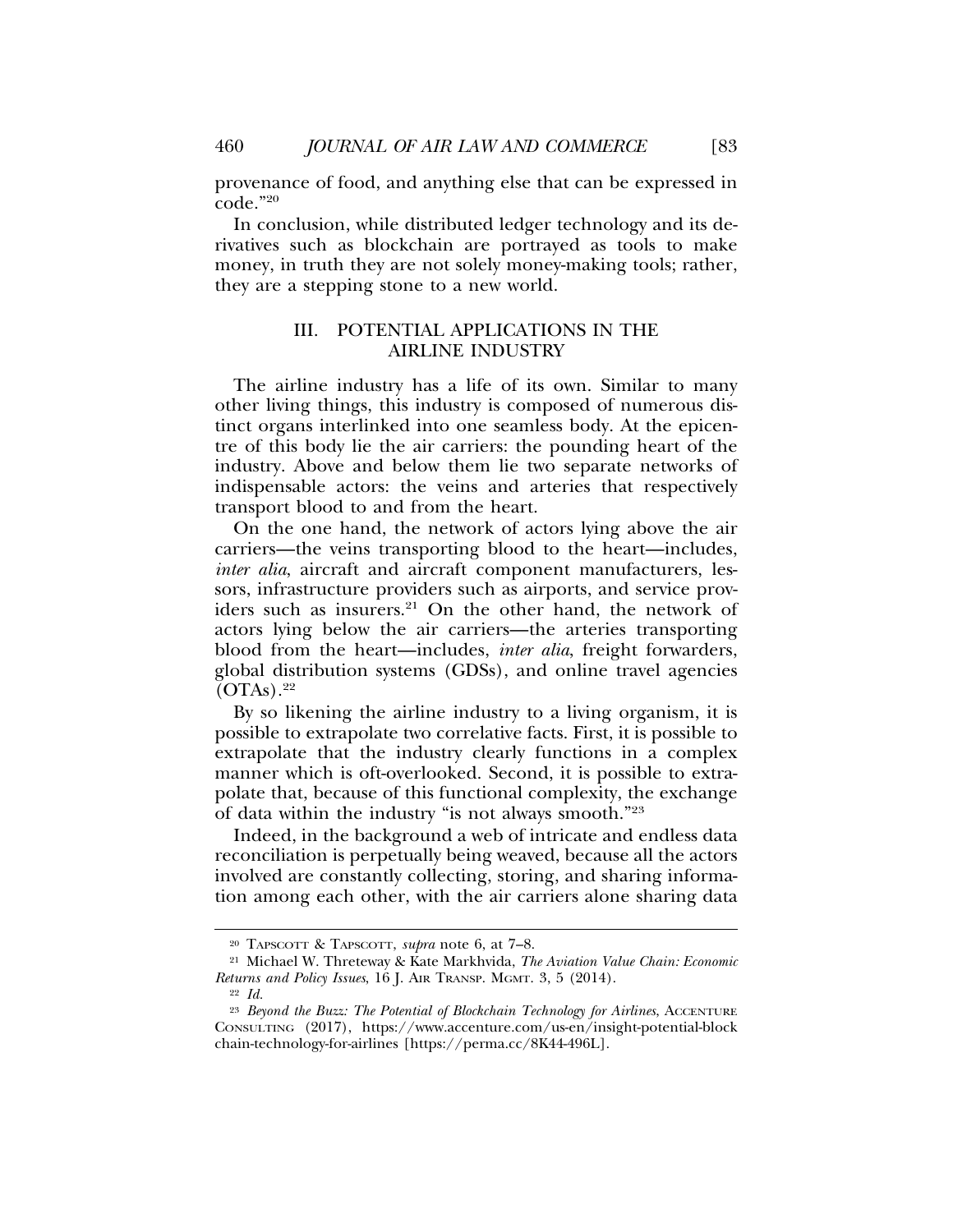provenance of food, and anything else that can be expressed in code."[20]

In conclusion, while distributed ledger technology and its derivatives such as blockchain are portrayed as tools to make money, in truth they are not solely money-making tools; rather, they are a stepping stone to a new world.

## III. POTENTIAL APPLICATIONS IN THE AIRLINE INDUSTRY

The airline industry has a life of its own. Similar to many other living things, this industry is composed of numerous distinct organs interlinked into one seamless body. At the epicentre of this body lie the air carriers: the pounding heart of the industry. Above and below them lie two separate networks of indispensable actors: the veins and arteries that respectively transport blood to and from the heart.

On the one hand, the network of actors lying above the air carriers—the veins transporting blood to the heart—includes, *inter alia*, aircraft and aircraft component manufacturers, lessors, infrastructure providers such as airports, and service providers such as insurers.[21] On the other hand, the network of actors lying below the air carriers—the arteries transporting blood from the heart—includes, *inter alia*, freight forwarders, global distribution systems (GDSs), and online travel agencies (OTAs).[22]

By so likening the airline industry to a living organism, it is possible to extrapolate two correlative facts. First, it is possible to extrapolate that the industry clearly functions in a complex manner which is oft-overlooked. Second, it is possible to extrapolate that, because of this functional complexity, the exchange of data within the industry "is not always smooth."[23]

Indeed, in the background a web of intricate and endless data reconciliation is perpetually being weaved, because all the actors involved are constantly collecting, storing, and sharing information among each other, with the air carriers alone sharing data

---

[20] TAPSCOTT & TAPSCOTT, *supra* note 6, at 7–8.

[21] Michael W. Threteway & Kate Markhvida, *The Aviation Value Chain: Economic Returns and Policy Issues*, 16 J. AIR TRANSP. MGMT. 3, 5 (2014).

[22] *Id.*

[23] *Beyond the Buzz: The Potential of Blockchain Technology for Airlines*, ACCENTURE CONSULTING (2017), https://www.accenture.com/us-en/insight-potential-blockchain-technology-for-airlines [https://perma.cc/8K44-496L].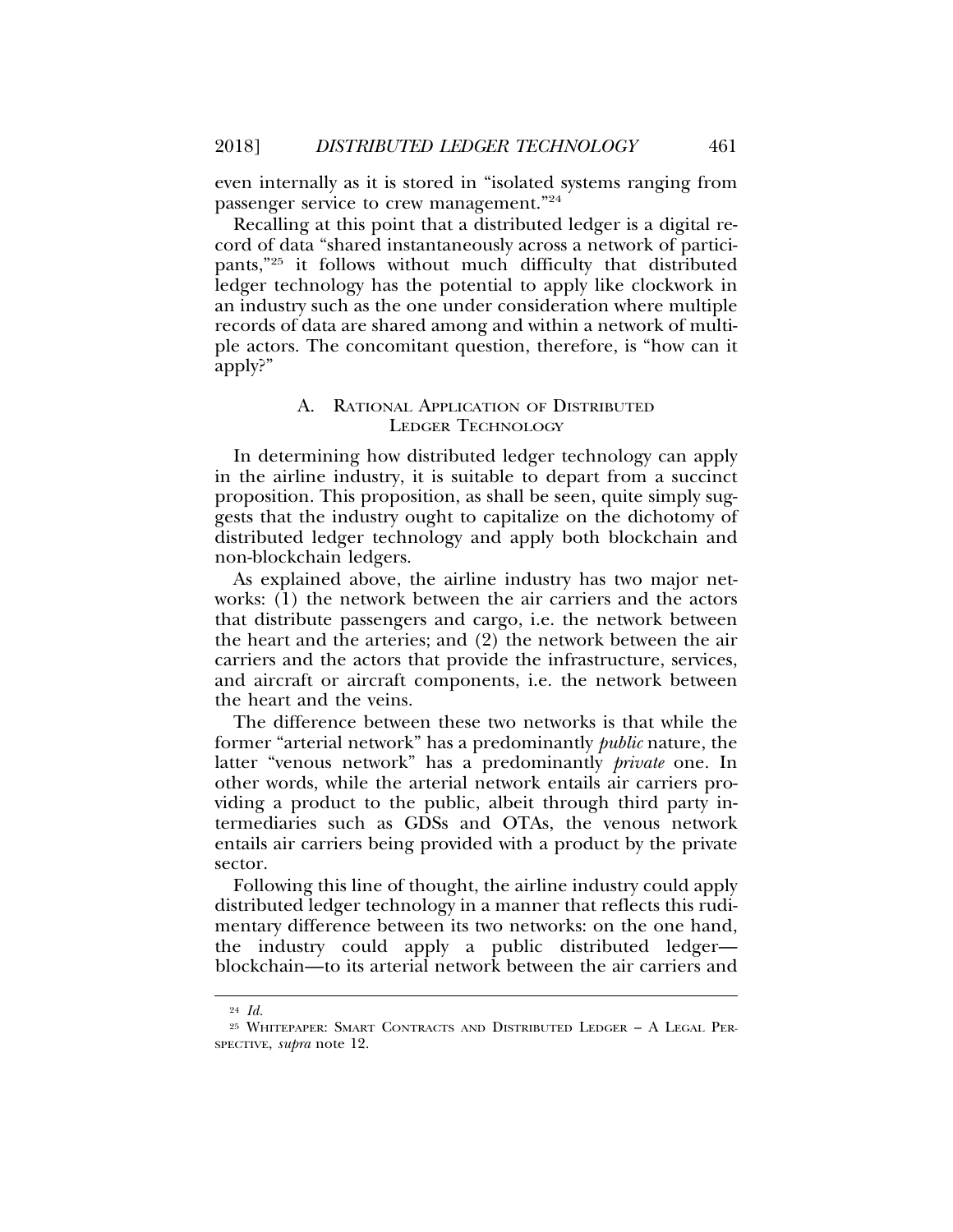even internally as it is stored in "isolated systems ranging from passenger service to crew management."[24]

Recalling at this point that a distributed ledger is a digital record of data "shared instantaneously across a network of participants,"[25] it follows without much difficulty that distributed ledger technology has the potential to apply like clockwork in an industry such as the one under consideration where multiple records of data are shared among and within a network of multiple actors. The concomitant question, therefore, is "how can it apply?"

### A. Rational Application of Distributed Ledger Technology

In determining how distributed ledger technology can apply in the airline industry, it is suitable to depart from a succinct proposition. This proposition, as shall be seen, quite simply suggests that the industry ought to capitalize on the dichotomy of distributed ledger technology and apply both blockchain and non-blockchain ledgers.

As explained above, the airline industry has two major networks: (1) the network between the air carriers and the actors that distribute passengers and cargo, i.e. the network between the heart and the arteries; and (2) the network between the air carriers and the actors that provide the infrastructure, services, and aircraft or aircraft components, i.e. the network between the heart and the veins.

The difference between these two networks is that while the former "arterial network" has a predominantly *public* nature, the latter "venous network" has a predominantly *private* one. In other words, while the arterial network entails air carriers providing a product to the public, albeit through third party intermediaries such as GDSs and OTAs, the venous network entails air carriers being provided with a product by the private sector.

Following this line of thought, the airline industry could apply distributed ledger technology in a manner that reflects this rudimentary difference between its two networks: on the one hand, the industry could apply a public distributed ledger—blockchain—to its arterial network between the air carriers and

---

[24] *Id.*

[25] Whitepaper: Smart Contracts and Distributed Ledger – A Legal Perspective, *supra* note 12.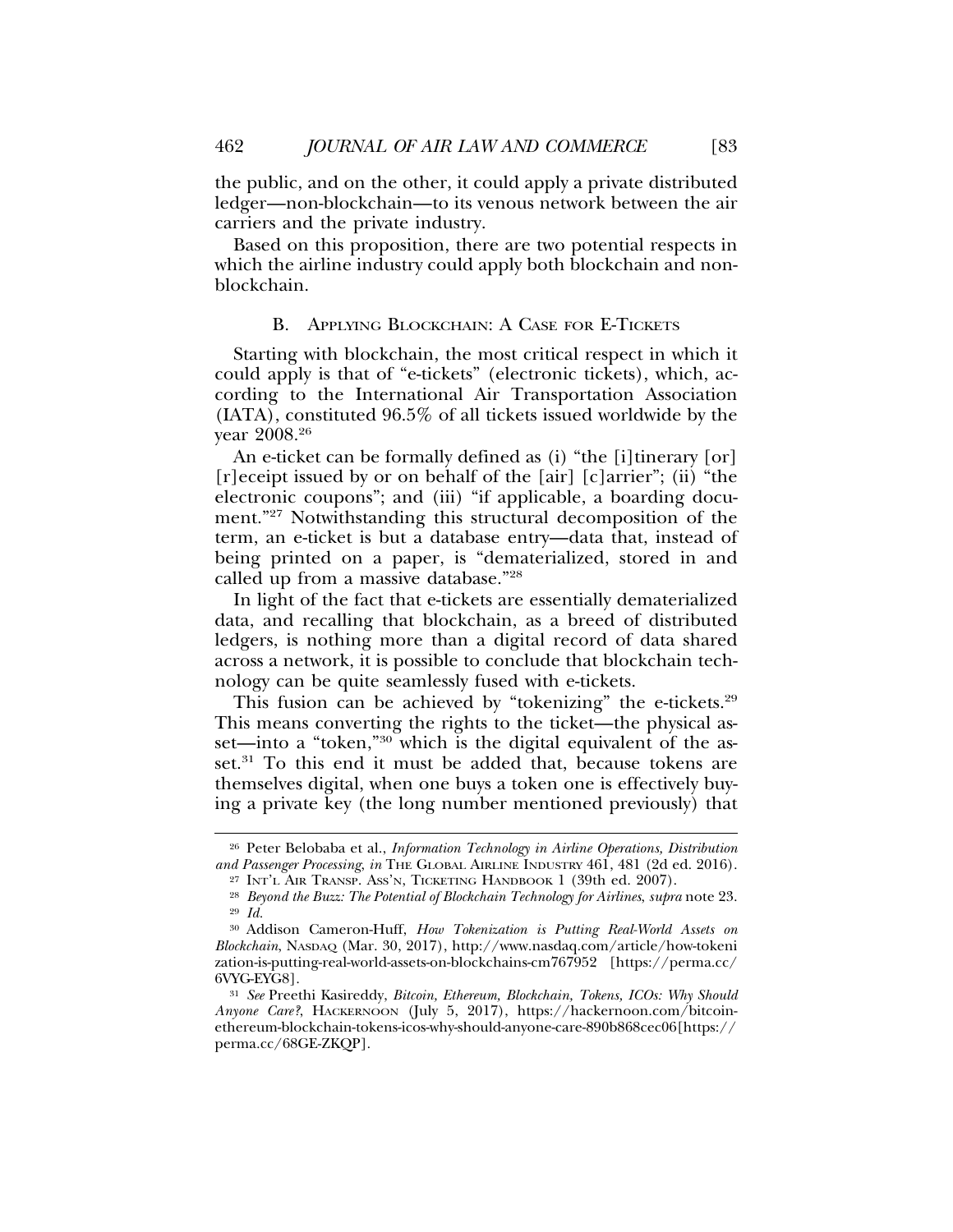the public, and on the other, it could apply a private distributed ledger—non-blockchain—to its venous network between the air carriers and the private industry.

Based on this proposition, there are two potential respects in which the airline industry could apply both blockchain and non-blockchain.

### B. Applying Blockchain: A Case for E-Tickets

Starting with blockchain, the most critical respect in which it could apply is that of "e-tickets" (electronic tickets), which, according to the International Air Transportation Association (IATA), constituted 96.5% of all tickets issued worldwide by the year 2008.[26]

An e-ticket can be formally defined as (i) "the [i]tinerary [or] [r]eceipt issued by or on behalf of the [air] [c]arrier"; (ii) "the electronic coupons"; and (iii) "if applicable, a boarding document."[27] Notwithstanding this structural decomposition of the term, an e-ticket is but a database entry—data that, instead of being printed on a paper, is "dematerialized, stored in and called up from a massive database."[28]

In light of the fact that e-tickets are essentially dematerialized data, and recalling that blockchain, as a breed of distributed ledgers, is nothing more than a digital record of data shared across a network, it is possible to conclude that blockchain technology can be quite seamlessly fused with e-tickets.

This fusion can be achieved by "tokenizing" the e-tickets.[29] This means converting the rights to the ticket—the physical asset—into a "token,"[30] which is the digital equivalent of the asset.[31] To this end it must be added that, because tokens are themselves digital, when one buys a token one is effectively buying a private key (the long number mentioned previously) that

---

[26] Peter Belobaba et al., *Information Technology in Airline Operations, Distribution and Passenger Processing*, *in* The Global Airline Industry 461, 481 (2d ed. 2016).

[27] Int'l Air Transp. Ass'n, Ticketing Handbook 1 (39th ed. 2007).

[28] *Beyond the Buzz: The Potential of Blockchain Technology for Airlines*, *supra* note 23.

[29] *Id.*

[30] Addison Cameron-Huff, *How Tokenization is Putting Real-World Assets on Blockchain*, Nasdaq (Mar. 30, 2017), http://www.nasdaq.com/article/how-tokenization-is-putting-real-world-assets-on-blockchains-cm767952 [https://perma.cc/6VYG-EYG8].

[31] *See* Preethi Kasireddy, *Bitcoin, Ethereum, Blockchain, Tokens, ICOs: Why Should Anyone Care?*, Hackernoon (July 5, 2017), https://hackernoon.com/bitcoin-ethereum-blockchain-tokens-icos-why-should-anyone-care-890b868cec06[https://perma.cc/68GE-ZKQP].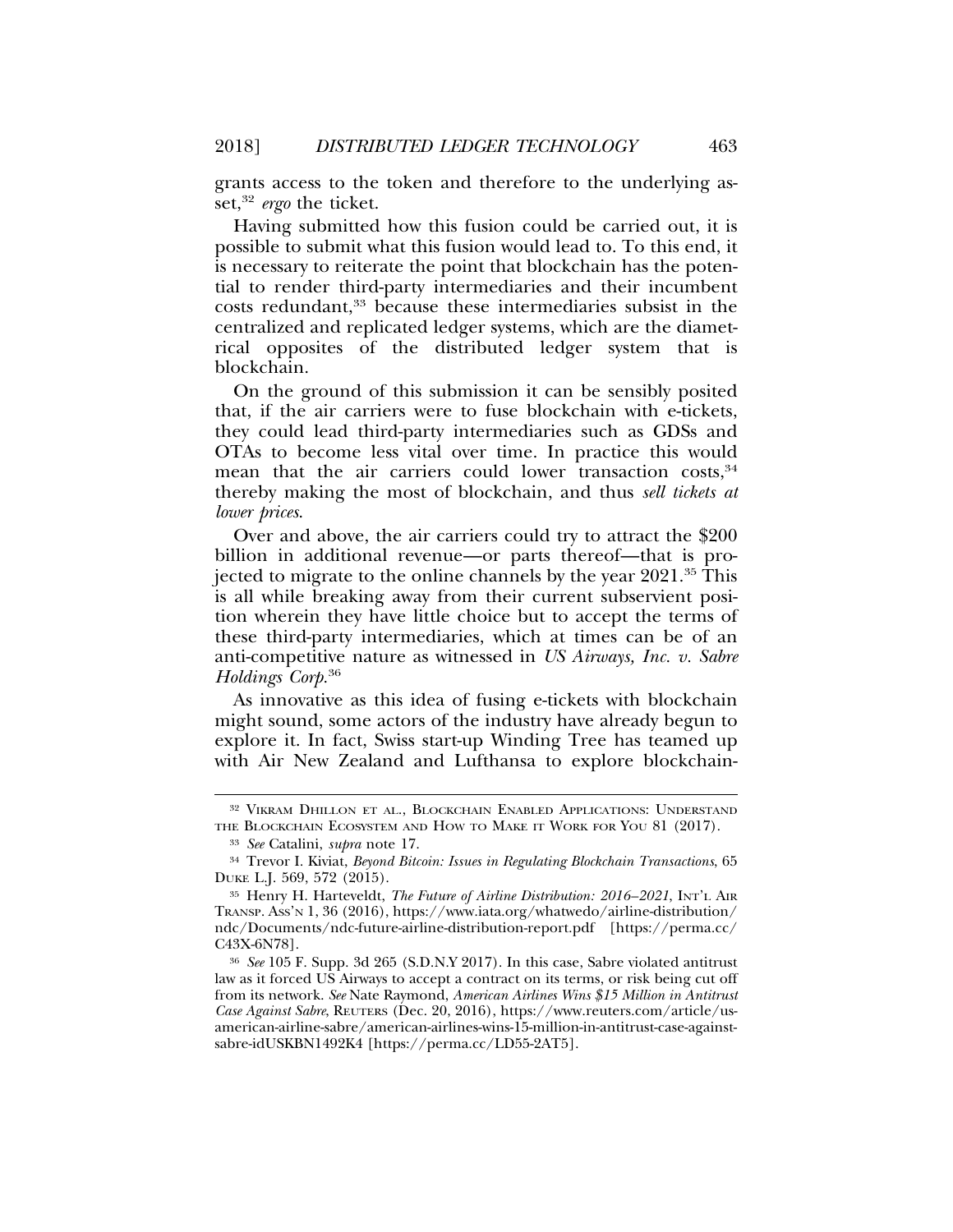grants access to the token and therefore to the underlying asset,[32] *ergo* the ticket.

Having submitted how this fusion could be carried out, it is possible to submit what this fusion would lead to. To this end, it is necessary to reiterate the point that blockchain has the potential to render third-party intermediaries and their incumbent costs redundant,[33] because these intermediaries subsist in the centralized and replicated ledger systems, which are the diametrical opposites of the distributed ledger system that is blockchain.

On the ground of this submission it can be sensibly posited that, if the air carriers were to fuse blockchain with e-tickets, they could lead third-party intermediaries such as GDSs and OTAs to become less vital over time. In practice this would mean that the air carriers could lower transaction costs,[34] thereby making the most of blockchain, and thus *sell tickets at lower prices*.

Over and above, the air carriers could try to attract the $200 billion in additional revenue—or parts thereof—that is projected to migrate to the online channels by the year 2021.[35] This is all while breaking away from their current subservient position wherein they have little choice but to accept the terms of these third-party intermediaries, which at times can be of an anti-competitive nature as witnessed in *US Airways, Inc. v. Sabre Holdings Corp.*[36]

As innovative as this idea of fusing e-tickets with blockchain might sound, some actors of the industry have already begun to explore it. In fact, Swiss start-up Winding Tree has teamed up with Air New Zealand and Lufthansa to explore blockchain-

---

[32] Vikram Dhillon et al., Blockchain Enabled Applications: Understand the Blockchain Ecosystem and How to Make it Work for You 81 (2017).

[33] *See* Catalini, *supra* note 17.

[34] Trevor I. Kiviat, *Beyond Bitcoin: Issues in Regulating Blockchain Transactions*, 65 Duke L.J. 569, 572 (2015).

[35] Henry H. Harteveldt, *The Future of Airline Distribution: 2016–2021*, Int'l Air Transp. Ass'n 1, 36 (2016), https://www.iata.org/whatwedo/airline-distribution/ndc/Documents/ndc-future-airline-distribution-report.pdf [https://perma.cc/C43X-6N78].

[36] *See* 105 F. Supp. 3d 265 (S.D.N.Y 2017). In this case, Sabre violated antitrust law as it forced US Airways to accept a contract on its terms, or risk being cut off from its network. *See* Nate Raymond, *American Airlines Wins $15 Million in Antitrust Case Against Sabre*, Reuters (Dec. 20, 2016), https://www.reuters.com/article/us-american-airline-sabre/american-airlines-wins-15-million-in-antitrust-case-against-sabre-idUSKBN1492K4 [https://perma.cc/LD55-2AT5].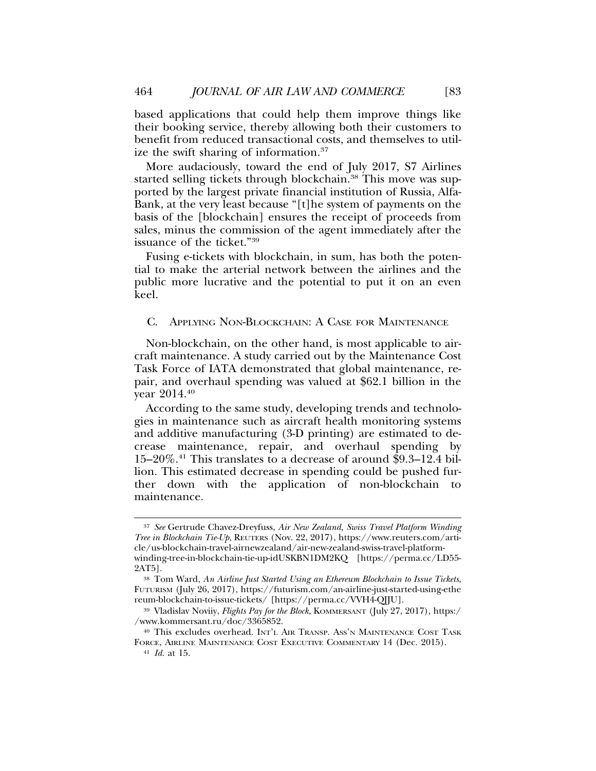based applications that could help them improve things like their booking service, thereby allowing both their customers to benefit from reduced transactional costs, and themselves to utilize the swift sharing of information.[37]

More audaciously, toward the end of July 2017, S7 Airlines started selling tickets through blockchain.[38] This move was supported by the largest private financial institution of Russia, Alfa-Bank, at the very least because "[t]he system of payments on the basis of the [blockchain] ensures the receipt of proceeds from sales, minus the commission of the agent immediately after the issuance of the ticket."[39]

Fusing e-tickets with blockchain, in sum, has both the potential to make the arterial network between the airlines and the public more lucrative and the potential to put it on an even keel.

### C. Applying Non-Blockchain: A Case for Maintenance

Non-blockchain, on the other hand, is most applicable to aircraft maintenance. A study carried out by the Maintenance Cost Task Force of IATA demonstrated that global maintenance, repair, and overhaul spending was valued at $62.1 billion in the year 2014.[40]

According to the same study, developing trends and technologies in maintenance such as aircraft health monitoring systems and additive manufacturing (3-D printing) are estimated to decrease maintenance, repair, and overhaul spending by 15–20%.[41] This translates to a decrease of around $9.3–12.4 billion. This estimated decrease in spending could be pushed further down with the application of non-blockchain to maintenance.

---

[37] *See* Gertrude Chavez-Dreyfuss, *Air New Zealand, Swiss Travel Platform Winding Tree in Blockchain Tie-Up*, Reuters (Nov. 22, 2017), https://www.reuters.com/article/us-blockchain-travel-airnewzealand/air-new-zealand-swiss-travel-platform-winding-tree-in-blockchain-tie-up-idUSKBN1DM2KQ [https://perma.cc/LD55-2AT5].

[38] Tom Ward, *An Airline Just Started Using an Ethereum Blockchain to Issue Tickets*, Futurism (July 26, 2017), https://futurism.com/an-airline-just-started-using-ethereum-blockchain-to-issue-tickets/ [https://perma.cc/VVH4-QJJU].

[39] Vladislav Noviy, *Flights Pay for the Block*, Kommersant (July 27, 2017), https://www.kommersant.ru/doc/3365852.

[40] This excludes overhead. Int'l Air Transp. Ass'n Maintenance Cost Task Force, Airline Maintenance Cost Executive Commentary 14 (Dec. 2015).

[41] *Id.* at 15.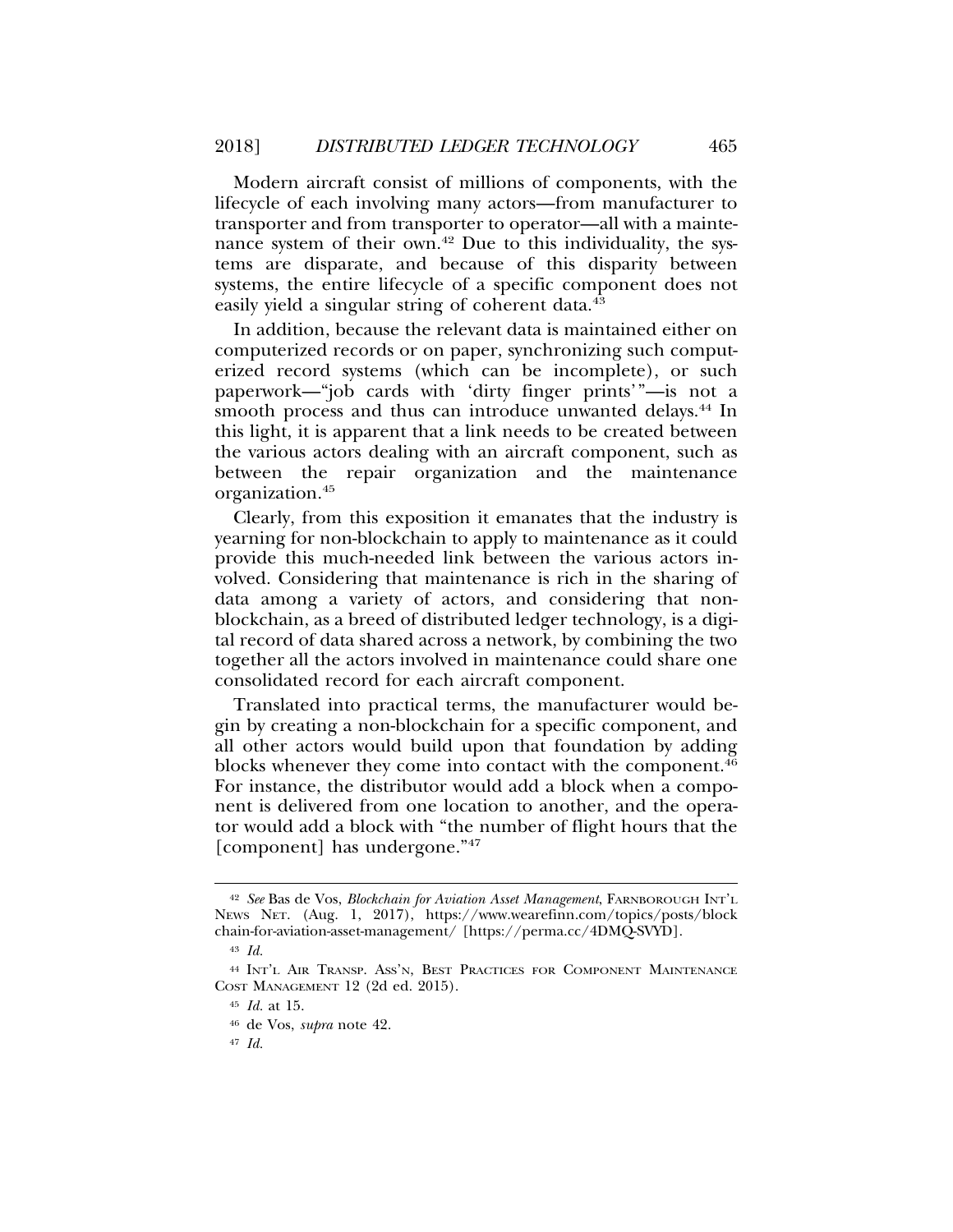Modern aircraft consist of millions of components, with the lifecycle of each involving many actors—from manufacturer to transporter and from transporter to operator—all with a maintenance system of their own.[42] Due to this individuality, the systems are disparate, and because of this disparity between systems, the entire lifecycle of a specific component does not easily yield a singular string of coherent data.[43]

In addition, because the relevant data is maintained either on computerized records or on paper, synchronizing such computerized record systems (which can be incomplete), or such paperwork—"job cards with 'dirty finger prints'"—is not a smooth process and thus can introduce unwanted delays.[44] In this light, it is apparent that a link needs to be created between the various actors dealing with an aircraft component, such as between the repair organization and the maintenance organization.[45]

Clearly, from this exposition it emanates that the industry is yearning for non-blockchain to apply to maintenance as it could provide this much-needed link between the various actors involved. Considering that maintenance is rich in the sharing of data among a variety of actors, and considering that non-blockchain, as a breed of distributed ledger technology, is a digital record of data shared across a network, by combining the two together all the actors involved in maintenance could share one consolidated record for each aircraft component.

Translated into practical terms, the manufacturer would begin by creating a non-blockchain for a specific component, and all other actors would build upon that foundation by adding blocks whenever they come into contact with the component.[46] For instance, the distributor would add a block when a component is delivered from one location to another, and the operator would add a block with "the number of flight hours that the [component] has undergone."[47]

---

[42] *See* Bas de Vos, *Blockchain for Aviation Asset Management*, FARNBOROUGH INT'L NEWS NET. (Aug. 1, 2017), https://www.wearefinn.com/topics/posts/blockchain-for-aviation-asset-management/ [https://perma.cc/4DMQ-SVYD].

[43] *Id.*

[44] INT'L AIR TRANSP. ASS'N, BEST PRACTICES FOR COMPONENT MAINTENANCE COST MANAGEMENT 12 (2d ed. 2015).

[45] *Id.* at 15.

[46] de Vos, *supra* note 42.

[47] *Id.*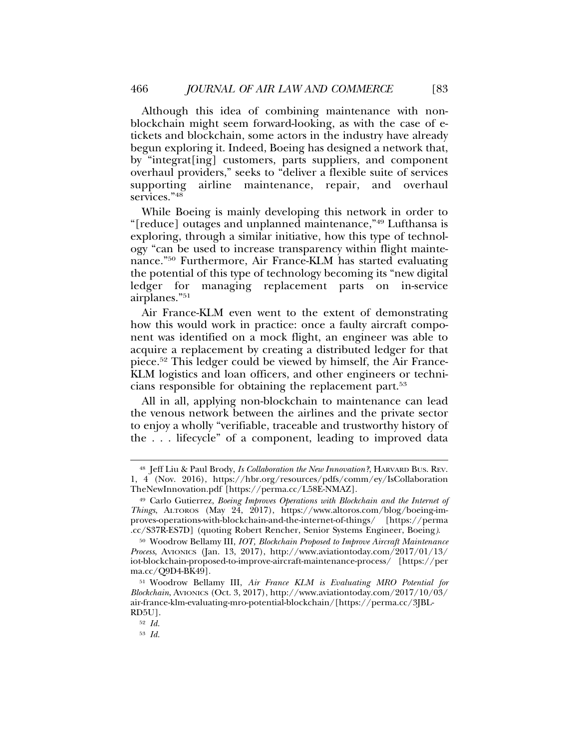Although this idea of combining maintenance with non-blockchain might seem forward-looking, as with the case of e-tickets and blockchain, some actors in the industry have already begun exploring it. Indeed, Boeing has designed a network that, by "integrat[ing] customers, parts suppliers, and component overhaul providers," seeks to "deliver a flexible suite of services supporting airline maintenance, repair, and overhaul services."[48]

While Boeing is mainly developing this network in order to "[reduce] outages and unplanned maintenance,"[49] Lufthansa is exploring, through a similar initiative, how this type of technology "can be used to increase transparency within flight maintenance."[50] Furthermore, Air France-KLM has started evaluating the potential of this type of technology becoming its "new digital ledger for managing replacement parts on in-service airplanes."[51]

Air France-KLM even went to the extent of demonstrating how this would work in practice: once a faulty aircraft component was identified on a mock flight, an engineer was able to acquire a replacement by creating a distributed ledger for that piece.[52] This ledger could be viewed by himself, the Air France-KLM logistics and loan officers, and other engineers or technicians responsible for obtaining the replacement part.[53]

All in all, applying non-blockchain to maintenance can lead the venous network between the airlines and the private sector to enjoy a wholly "verifiable, traceable and trustworthy history of the . . . lifecycle" of a component, leading to improved data

---

[48] Jeff Liu & Paul Brody, *Is Collaboration the New Innovation?*, HARVARD BUS. REV. 1, 4 (Nov. 2016), https://hbr.org/resources/pdfs/comm/ey/IsCollaborationTheNewInnovation.pdf [https://perma.cc/L58E-NMAZ].

[49] Carlo Gutierrez, *Boeing Improves Operations with Blockchain and the Internet of Things*, ALTOROS (May 24, 2017), https://www.altoros.com/blog/boeing-improves-operations-with-blockchain-and-the-internet-of-things/ [https://perma.cc/S37R-ES7D] (quoting Robert Rencher, Senior Systems Engineer, Boeing).

[50] Woodrow Bellamy III, *IOT, Blockchain Proposed to Improve Aircraft Maintenance Process*, AVIONICS (Jan. 13, 2017), http://www.aviationtoday.com/2017/01/13/iot-blockchain-proposed-to-improve-aircraft-maintenance-process/ [https://perma.cc/Q9D4-BK49].

[51] Woodrow Bellamy III, *Air France KLM is Evaluating MRO Potential for Blockchain*, AVIONICS (Oct. 3, 2017), http://www.aviationtoday.com/2017/10/03/air-france-klm-evaluating-mro-potential-blockchain/[https://perma.cc/3JBL-RD5U].

[52] *Id.*

[53] *Id.*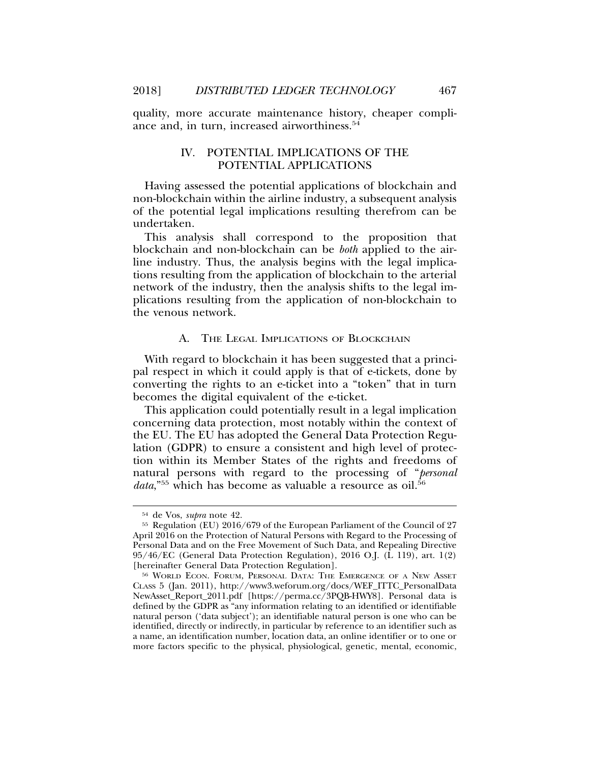quality, more accurate maintenance history, cheaper compliance and, in turn, increased airworthiness.[54]

## IV. POTENTIAL IMPLICATIONS OF THE POTENTIAL APPLICATIONS

Having assessed the potential applications of blockchain and non-blockchain within the airline industry, a subsequent analysis of the potential legal implications resulting therefrom can be undertaken.

This analysis shall correspond to the proposition that blockchain and non-blockchain can be *both* applied to the airline industry. Thus, the analysis begins with the legal implications resulting from the application of blockchain to the arterial network of the industry, then the analysis shifts to the legal implications resulting from the application of non-blockchain to the venous network.

### A. THE LEGAL IMPLICATIONS OF BLOCKCHAIN

With regard to blockchain it has been suggested that a principal respect in which it could apply is that of e-tickets, done by converting the rights to an e-ticket into a "token" that in turn becomes the digital equivalent of the e-ticket.

This application could potentially result in a legal implication concerning data protection, most notably within the context of the EU. The EU has adopted the General Data Protection Regulation (GDPR) to ensure a consistent and high level of protection within its Member States of the rights and freedoms of natural persons with regard to the processing of "*personal data*,"[55] which has become as valuable a resource as oil.[56]

---

[54] de Vos, *supra* note 42.

[55] Regulation (EU) 2016/679 of the European Parliament of the Council of 27 April 2016 on the Protection of Natural Persons with Regard to the Processing of Personal Data and on the Free Movement of Such Data, and Repealing Directive 95/46/EC (General Data Protection Regulation), 2016 O.J. (L 119), art. 1(2) [hereinafter General Data Protection Regulation].

[56] WORLD ECON. FORUM, PERSONAL DATA: THE EMERGENCE OF A NEW ASSET CLASS 5 (Jan. 2011), http://www3.weforum.org/docs/WEF_ITTC_PersonalDataNewAsset_Report_2011.pdf [https://perma.cc/3PQB-HWY8]. Personal data is defined by the GDPR as "any information relating to an identified or identifiable natural person ('data subject'); an identifiable natural person is one who can be identified, directly or indirectly, in particular by reference to an identifier such as a name, an identification number, location data, an online identifier or to one or more factors specific to the physical, physiological, genetic, mental, economic,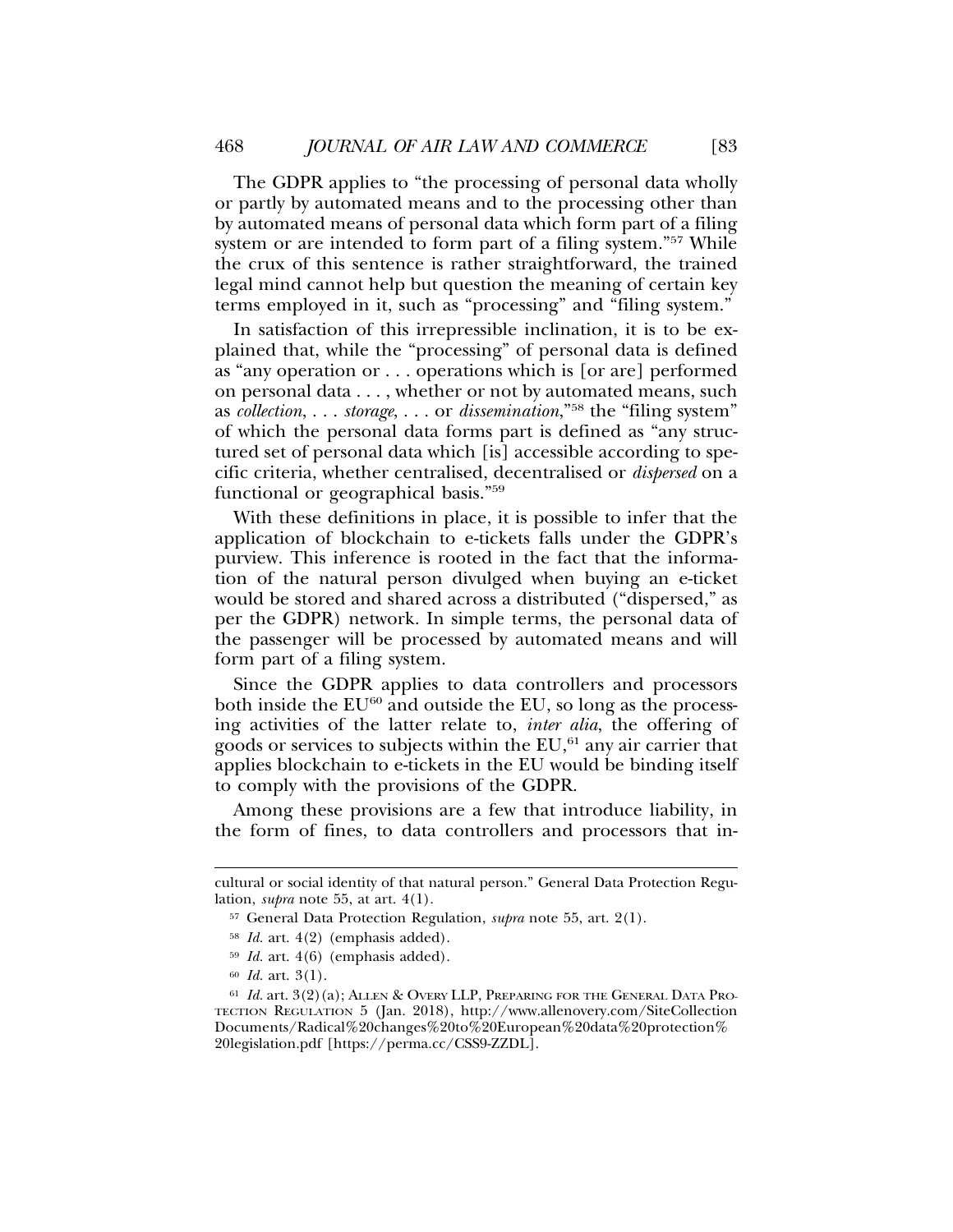The GDPR applies to "the processing of personal data wholly or partly by automated means and to the processing other than by automated means of personal data which form part of a filing system or are intended to form part of a filing system."[57] While the crux of this sentence is rather straightforward, the trained legal mind cannot help but question the meaning of certain key terms employed in it, such as "processing" and "filing system."

In satisfaction of this irrepressible inclination, it is to be explained that, while the "processing" of personal data is defined as "any operation or . . . operations which is [or are] performed on personal data . . . , whether or not by automated means, such as *collection*, . . . *storage*, . . . or *dissemination*,"[58] the "filing system" of which the personal data forms part is defined as "any structured set of personal data which [is] accessible according to specific criteria, whether centralised, decentralised or *dispersed* on a functional or geographical basis."[59]

With these definitions in place, it is possible to infer that the application of blockchain to e-tickets falls under the GDPR's purview. This inference is rooted in the fact that the information of the natural person divulged when buying an e-ticket would be stored and shared across a distributed ("dispersed," as per the GDPR) network. In simple terms, the personal data of the passenger will be processed by automated means and will form part of a filing system.

Since the GDPR applies to data controllers and processors both inside the EU[60] and outside the EU, so long as the processing activities of the latter relate to, *inter alia*, the offering of goods or services to subjects within the EU,[61] any air carrier that applies blockchain to e-tickets in the EU would be binding itself to comply with the provisions of the GDPR.

Among these provisions are a few that introduce liability, in the form of fines, to data controllers and processors that in-

---

cultural or social identity of that natural person." General Data Protection Regulation, *supra* note 55, at art. 4(1).

[57] General Data Protection Regulation, *supra* note 55, art. 2(1).

[58] *Id.* art. 4(2) (emphasis added).

[59] *Id.* art. 4(6) (emphasis added).

[60] *Id.* art. 3(1).

[61] *Id.* art. 3(2)(a); ALLEN & OVERY LLP, PREPARING FOR THE GENERAL DATA PROTECTION REGULATION 5 (Jan. 2018), http://www.allenovery.com/SiteCollectionDocuments/Radical%20changes%20to%20European%20data%20protection%20legislation.pdf [https://perma.cc/CSS9-ZZDL].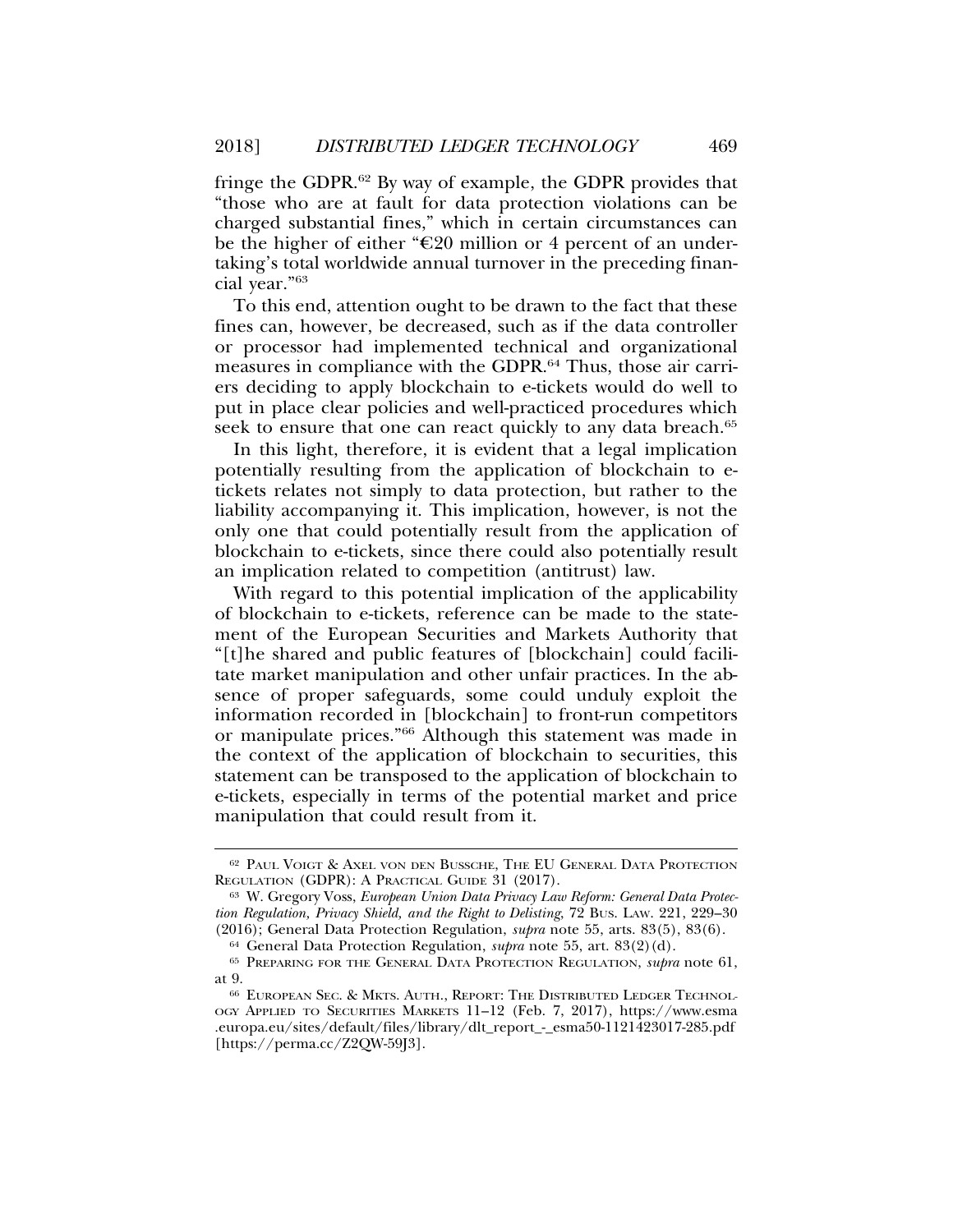fringe the GDPR.[62] By way of example, the GDPR provides that "those who are at fault for data protection violations can be charged substantial fines," which in certain circumstances can be the higher of either "€20 million or 4 percent of an undertaking's total worldwide annual turnover in the preceding financial year."[63]

To this end, attention ought to be drawn to the fact that these fines can, however, be decreased, such as if the data controller or processor had implemented technical and organizational measures in compliance with the GDPR.[64] Thus, those air carriers deciding to apply blockchain to e-tickets would do well to put in place clear policies and well-practiced procedures which seek to ensure that one can react quickly to any data breach.[65]

In this light, therefore, it is evident that a legal implication potentially resulting from the application of blockchain to e-tickets relates not simply to data protection, but rather to the liability accompanying it. This implication, however, is not the only one that could potentially result from the application of blockchain to e-tickets, since there could also potentially result an implication related to competition (antitrust) law.

With regard to this potential implication of the applicability of blockchain to e-tickets, reference can be made to the statement of the European Securities and Markets Authority that "[t]he shared and public features of [blockchain] could facilitate market manipulation and other unfair practices. In the absence of proper safeguards, some could unduly exploit the information recorded in [blockchain] to front-run competitors or manipulate prices."[66] Although this statement was made in the context of the application of blockchain to securities, this statement can be transposed to the application of blockchain to e-tickets, especially in terms of the potential market and price manipulation that could result from it.

---

[62] Paul Voigt & Axel von den Bussche, The EU General Data Protection Regulation (GDPR): A Practical Guide 31 (2017).

[63] W. Gregory Voss, *European Union Data Privacy Law Reform: General Data Protection Regulation, Privacy Shield, and the Right to Delisting*, 72 Bus. Law. 221, 229–30 (2016); General Data Protection Regulation, *supra* note 55, arts. 83(5), 83(6).

[64] General Data Protection Regulation, *supra* note 55, art. 83(2)(d).

[65] Preparing for the General Data Protection Regulation, *supra* note 61, at 9.

[66] European Sec. & Mkts. Auth., Report: The Distributed Ledger Technology Applied to Securities Markets 11–12 (Feb. 7, 2017), https://www.esma.europa.eu/sites/default/files/library/dlt_report_-_esma50-1121423017-285.pdf [https://perma.cc/Z2QW-59J3].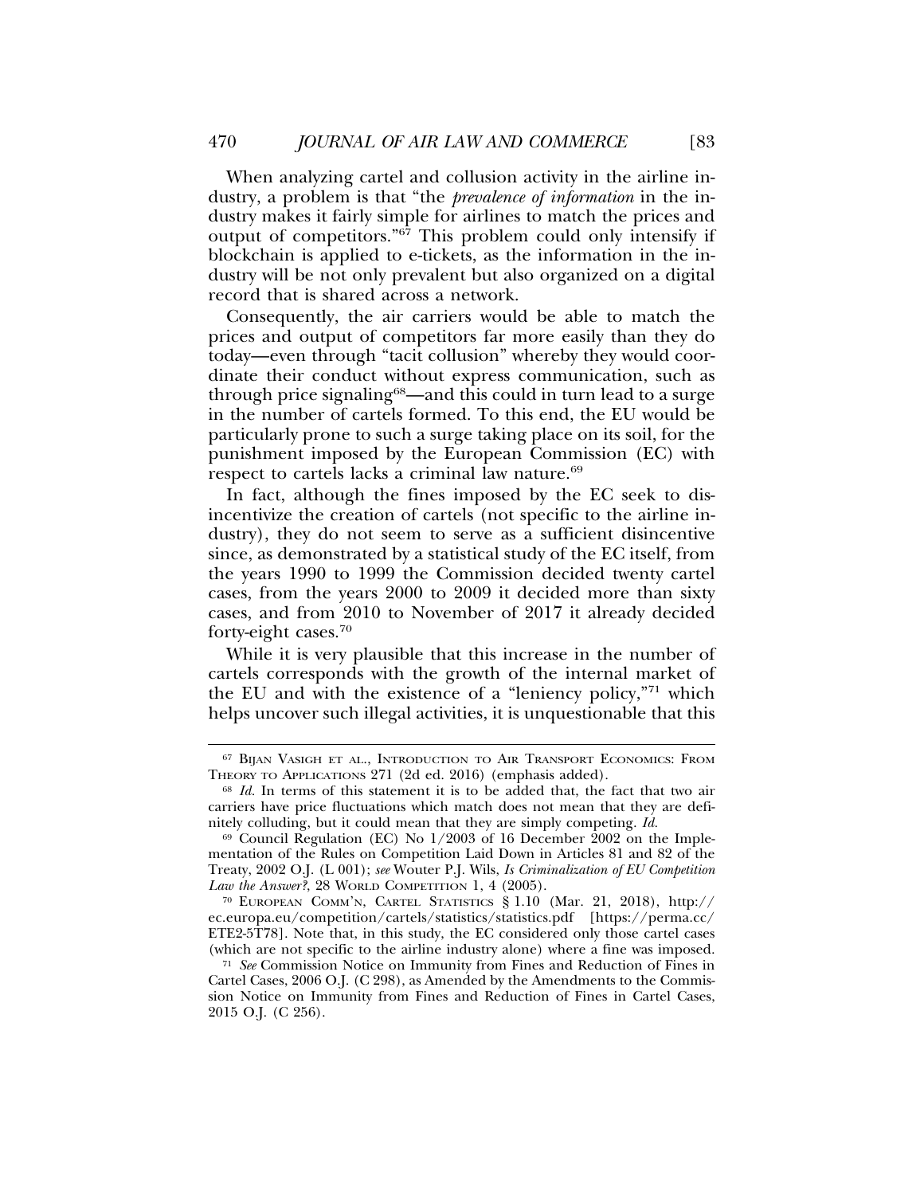When analyzing cartel and collusion activity in the airline industry, a problem is that "the *prevalence of information* in the industry makes it fairly simple for airlines to match the prices and output of competitors."[67] This problem could only intensify if blockchain is applied to e-tickets, as the information in the industry will be not only prevalent but also organized on a digital record that is shared across a network.

Consequently, the air carriers would be able to match the prices and output of competitors far more easily than they do today—even through "tacit collusion" whereby they would coordinate their conduct without express communication, such as through price signaling[68]—and this could in turn lead to a surge in the number of cartels formed. To this end, the EU would be particularly prone to such a surge taking place on its soil, for the punishment imposed by the European Commission (EC) with respect to cartels lacks a criminal law nature.[69]

In fact, although the fines imposed by the EC seek to disincentivize the creation of cartels (not specific to the airline industry), they do not seem to serve as a sufficient disincentive since, as demonstrated by a statistical study of the EC itself, from the years 1990 to 1999 the Commission decided twenty cartel cases, from the years 2000 to 2009 it decided more than sixty cases, and from 2010 to November of 2017 it already decided forty-eight cases.[70]

While it is very plausible that this increase in the number of cartels corresponds with the growth of the internal market of the EU and with the existence of a "leniency policy,"[71] which helps uncover such illegal activities, it is unquestionable that this

---

[67] Bijan Vasigh et al., Introduction to Air Transport Economics: From Theory to Applications 271 (2d ed. 2016) (emphasis added).

[68] *Id.* In terms of this statement it is to be added that, the fact that two air carriers have price fluctuations which match does not mean that they are definitely colluding, but it could mean that they are simply competing. *Id.*

[69] Council Regulation (EC) No 1/2003 of 16 December 2002 on the Implementation of the Rules on Competition Laid Down in Articles 81 and 82 of the Treaty, 2002 O.J. (L 001); *see* Wouter P.J. Wils, *Is Criminalization of EU Competition Law the Answer?*, 28 World Competition 1, 4 (2005).

[70] European Comm'n, Cartel Statistics § 1.10 (Mar. 21, 2018), http://ec.europa.eu/competition/cartels/statistics/statistics.pdf [https://perma.cc/ETE2-5T78]. Note that, in this study, the EC considered only those cartel cases (which are not specific to the airline industry alone) where a fine was imposed.

[71] *See* Commission Notice on Immunity from Fines and Reduction of Fines in Cartel Cases, 2006 O.J. (C 298), as Amended by the Amendments to the Commission Notice on Immunity from Fines and Reduction of Fines in Cartel Cases, 2015 O.J. (C 256).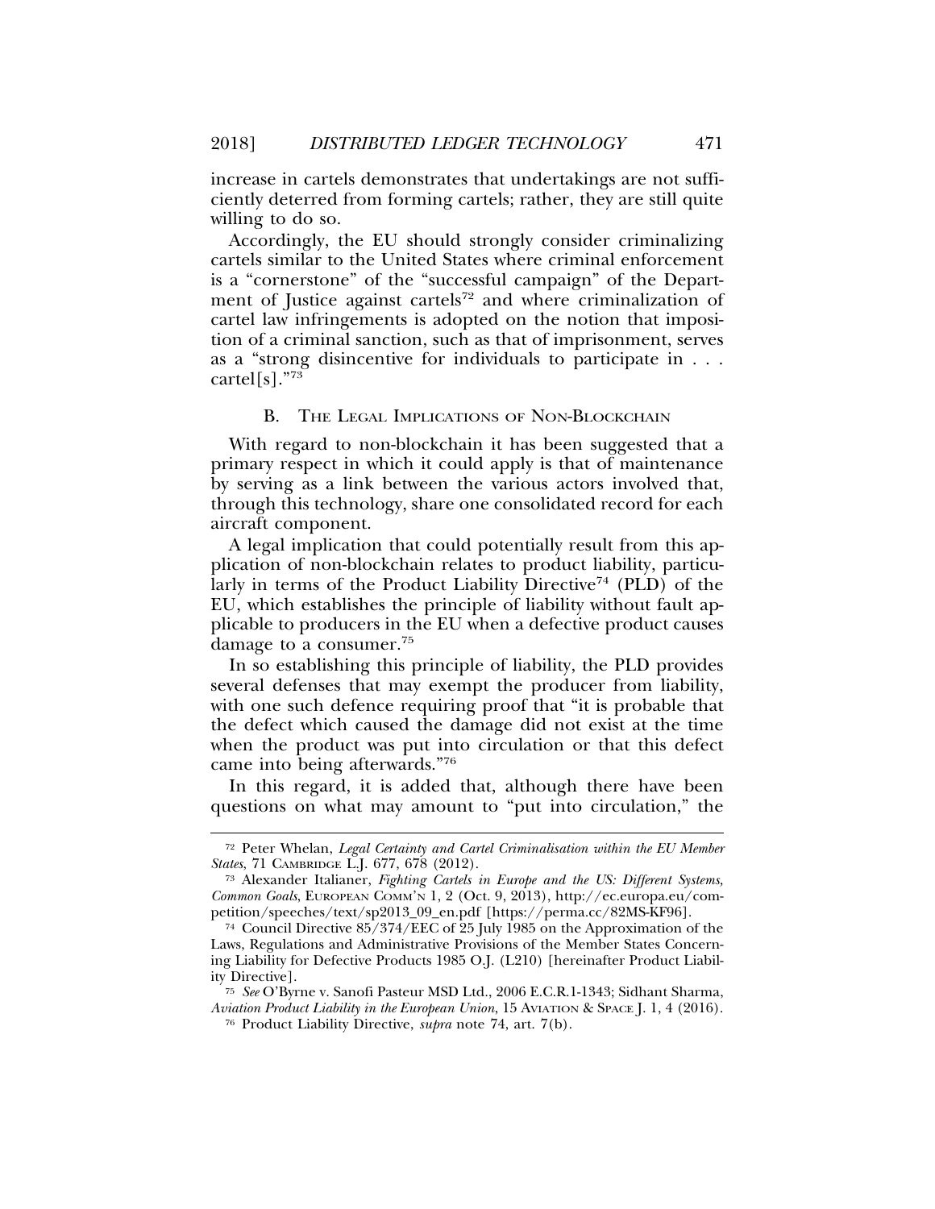increase in cartels demonstrates that undertakings are not sufficiently deterred from forming cartels; rather, they are still quite willing to do so.

Accordingly, the EU should strongly consider criminalizing cartels similar to the United States where criminal enforcement is a "cornerstone" of the "successful campaign" of the Department of Justice against cartels[72] and where criminalization of cartel law infringements is adopted on the notion that imposition of a criminal sanction, such as that of imprisonment, serves as a "strong disincentive for individuals to participate in . . . cartel[s]."[73]

### B. The Legal Implications of Non-Blockchain

With regard to non-blockchain it has been suggested that a primary respect in which it could apply is that of maintenance by serving as a link between the various actors involved that, through this technology, share one consolidated record for each aircraft component.

A legal implication that could potentially result from this application of non-blockchain relates to product liability, particularly in terms of the Product Liability Directive[74] (PLD) of the EU, which establishes the principle of liability without fault applicable to producers in the EU when a defective product causes damage to a consumer.[75]

In so establishing this principle of liability, the PLD provides several defenses that may exempt the producer from liability, with one such defence requiring proof that "it is probable that the defect which caused the damage did not exist at the time when the product was put into circulation or that this defect came into being afterwards."[76]

In this regard, it is added that, although there have been questions on what may amount to "put into circulation," the

---

[72] Peter Whelan, *Legal Certainty and Cartel Criminalisation within the EU Member States*, 71 Cambridge L.J. 677, 678 (2012).

[73] Alexander Italianer, *Fighting Cartels in Europe and the US: Different Systems, Common Goals*, European Comm'n 1, 2 (Oct. 9, 2013), http://ec.europa.eu/competition/speeches/text/sp2013_09_en.pdf [https://perma.cc/82MS-KF96].

[74] Council Directive 85/374/EEC of 25 July 1985 on the Approximation of the Laws, Regulations and Administrative Provisions of the Member States Concerning Liability for Defective Products 1985 O.J. (L210) [hereinafter Product Liability Directive].

[75] *See* O'Byrne v. Sanofi Pasteur MSD Ltd., 2006 E.C.R.1-1343; Sidhant Sharma, *Aviation Product Liability in the European Union*, 15 Aviation & Space J. 1, 4 (2016).

[76] Product Liability Directive, *supra* note 74, art. 7(b).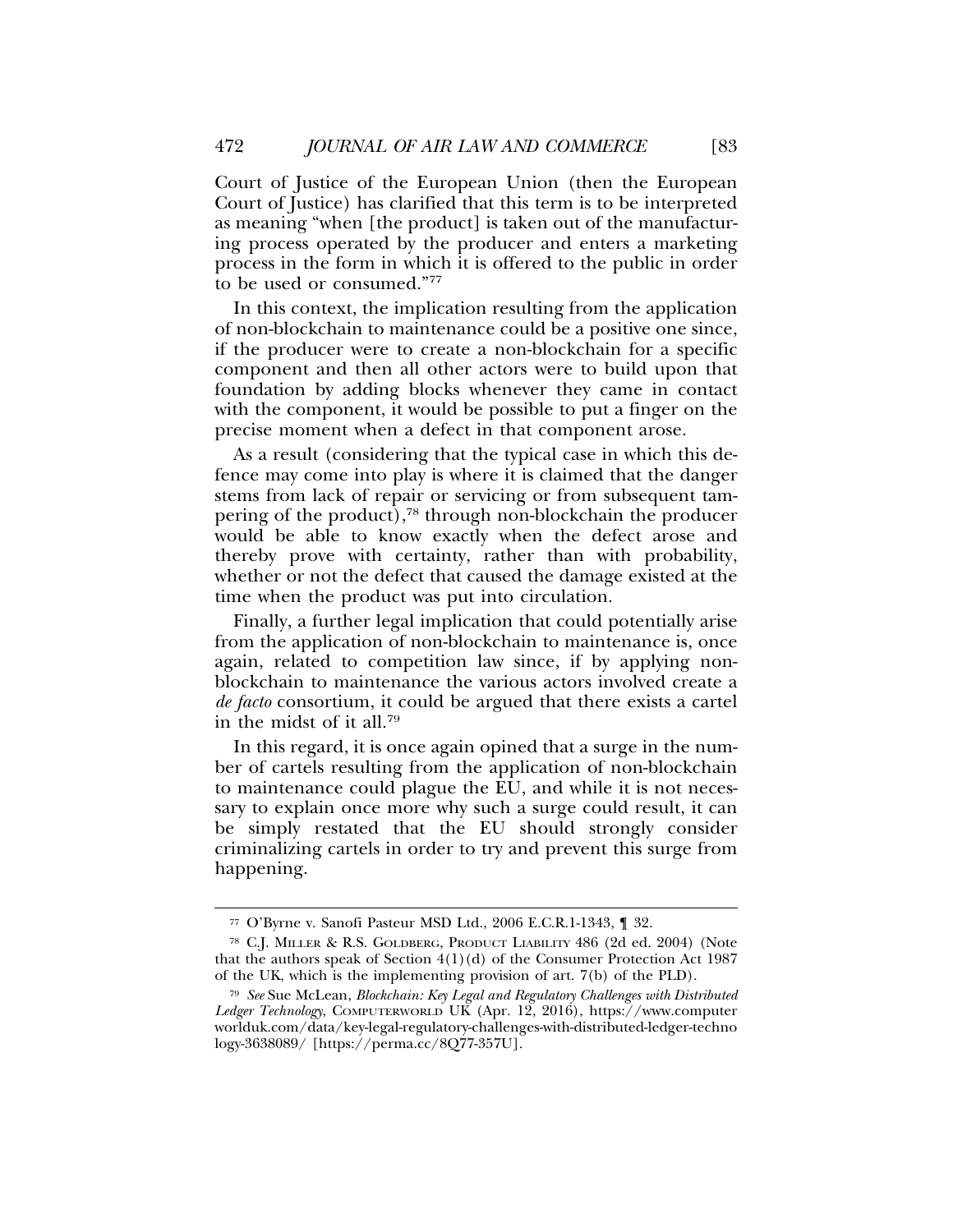Court of Justice of the European Union (then the European Court of Justice) has clarified that this term is to be interpreted as meaning "when [the product] is taken out of the manufacturing process operated by the producer and enters a marketing process in the form in which it is offered to the public in order to be used or consumed."[77]

In this context, the implication resulting from the application of non-blockchain to maintenance could be a positive one since, if the producer were to create a non-blockchain for a specific component and then all other actors were to build upon that foundation by adding blocks whenever they came in contact with the component, it would be possible to put a finger on the precise moment when a defect in that component arose.

As a result (considering that the typical case in which this defence may come into play is where it is claimed that the danger stems from lack of repair or servicing or from subsequent tampering of the product),[78] through non-blockchain the producer would be able to know exactly when the defect arose and thereby prove with certainty, rather than with probability, whether or not the defect that caused the damage existed at the time when the product was put into circulation.

Finally, a further legal implication that could potentially arise from the application of non-blockchain to maintenance is, once again, related to competition law since, if by applying non-blockchain to maintenance the various actors involved create a *de facto* consortium, it could be argued that there exists a cartel in the midst of it all.[79]

In this regard, it is once again opined that a surge in the number of cartels resulting from the application of non-blockchain to maintenance could plague the EU, and while it is not necessary to explain once more why such a surge could result, it can be simply restated that the EU should strongly consider criminalizing cartels in order to try and prevent this surge from happening.

---

[77] O'Byrne v. Sanofi Pasteur MSD Ltd., 2006 E.C.R.1-1343, ¶ 32.

[78] C.J. MILLER & R.S. GOLDBERG, PRODUCT LIABILITY 486 (2d ed. 2004) (Note that the authors speak of Section 4(1)(d) of the Consumer Protection Act 1987 of the UK, which is the implementing provision of art. 7(b) of the PLD).

[79] *See* Sue McLean, *Blockchain: Key Legal and Regulatory Challenges with Distributed Ledger Technology*, COMPUTERWORLD UK (Apr. 12, 2016), https://www.computerworlduk.com/data/key-legal-regulatory-challenges-with-distributed-ledger-technology-3638089/ [https://perma.cc/8Q77-357U].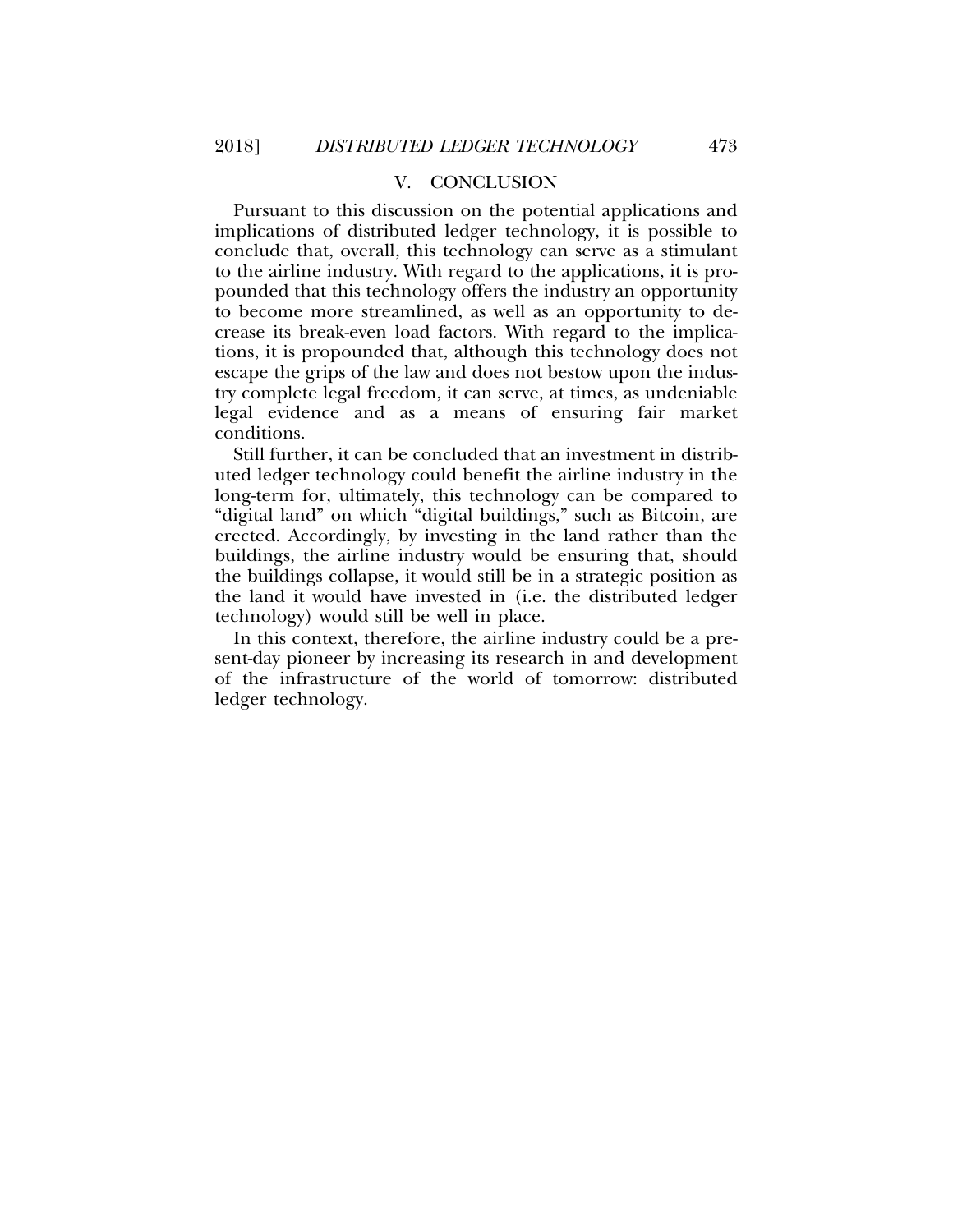## V. CONCLUSION

Pursuant to this discussion on the potential applications and implications of distributed ledger technology, it is possible to conclude that, overall, this technology can serve as a stimulant to the airline industry. With regard to the applications, it is propounded that this technology offers the industry an opportunity to become more streamlined, as well as an opportunity to decrease its break-even load factors. With regard to the implications, it is propounded that, although this technology does not escape the grips of the law and does not bestow upon the industry complete legal freedom, it can serve, at times, as undeniable legal evidence and as a means of ensuring fair market conditions.

Still further, it can be concluded that an investment in distributed ledger technology could benefit the airline industry in the long-term for, ultimately, this technology can be compared to "digital land" on which "digital buildings," such as Bitcoin, are erected. Accordingly, by investing in the land rather than the buildings, the airline industry would be ensuring that, should the buildings collapse, it would still be in a strategic position as the land it would have invested in (i.e. the distributed ledger technology) would still be well in place.

In this context, therefore, the airline industry could be a present-day pioneer by increasing its research in and development of the infrastructure of the world of tomorrow: distributed ledger technology.